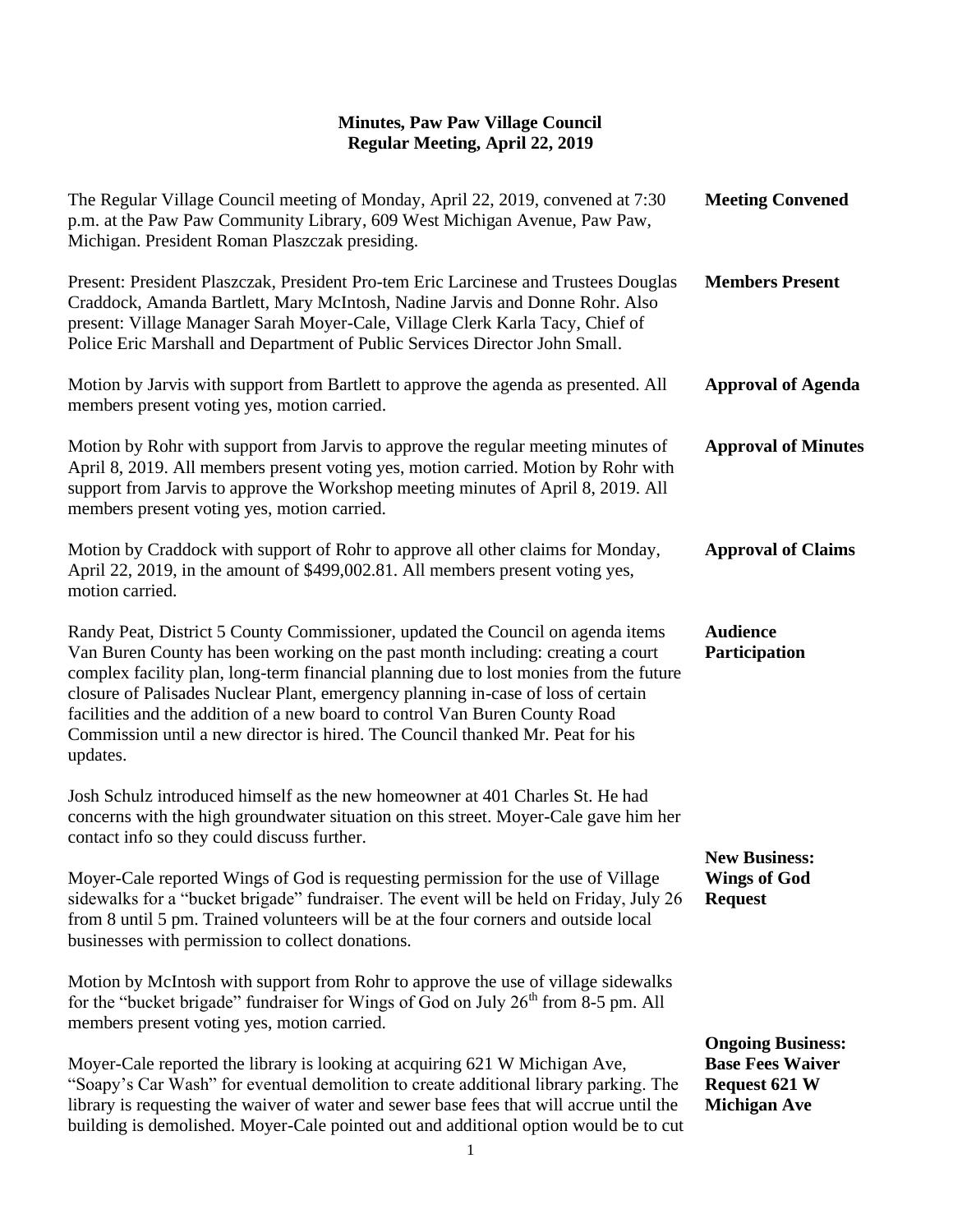# Minutes, Paw Paw Village Council
## Regular Meeting, April 22, 2019

**Meeting Convened**

The Regular Village Council meeting of Monday, April 22, 2019, convened at 7:30 p.m. at the Paw Paw Community Library, 609 West Michigan Avenue, Paw Paw, Michigan. President Roman Plaszczak presiding.

**Members Present**

Present: President Plaszczak, President Pro-tem Eric Larcinese and Trustees Douglas Craddock, Amanda Bartlett, Mary McIntosh, Nadine Jarvis and Donne Rohr. Also present: Village Manager Sarah Moyer-Cale, Village Clerk Karla Tacy, Chief of Police Eric Marshall and Department of Public Services Director John Small.

**Approval of Agenda**

Motion by Jarvis with support from Bartlett to approve the agenda as presented. All members present voting yes, motion carried.

**Approval of Minutes**

Motion by Rohr with support from Jarvis to approve the regular meeting minutes of April 8, 2019. All members present voting yes, motion carried. Motion by Rohr with support from Jarvis to approve the Workshop meeting minutes of April 8, 2019. All members present voting yes, motion carried.

**Approval of Claims**

Motion by Craddock with support of Rohr to approve all other claims for Monday, April 22, 2019, in the amount of $499,002.81. All members present voting yes, motion carried.

**Audience Participation**

Randy Peat, District 5 County Commissioner, updated the Council on agenda items Van Buren County has been working on the past month including: creating a court complex facility plan, long-term financial planning due to lost monies from the future closure of Palisades Nuclear Plant, emergency planning in-case of loss of certain facilities and the addition of a new board to control Van Buren County Road Commission until a new director is hired. The Council thanked Mr. Peat for his updates.

Josh Schulz introduced himself as the new homeowner at 401 Charles St. He had concerns with the high groundwater situation on this street. Moyer-Cale gave him her contact info so they could discuss further.

**New Business: Wings of God Request**

Moyer-Cale reported Wings of God is requesting permission for the use of Village sidewalks for a "bucket brigade" fundraiser. The event will be held on Friday, July 26 from 8 until 5 pm. Trained volunteers will be at the four corners and outside local businesses with permission to collect donations.

Motion by McIntosh with support from Rohr to approve the use of village sidewalks for the "bucket brigade" fundraiser for Wings of God on July 26th from 8-5 pm. All members present voting yes, motion carried.

**Ongoing Business: Base Fees Waiver Request 621 W Michigan Ave**

Moyer-Cale reported the library is looking at acquiring 621 W Michigan Ave, "Soapy's Car Wash" for eventual demolition to create additional library parking. The library is requesting the waiver of water and sewer base fees that will accrue until the building is demolished. Moyer-Cale pointed out and additional option would be to cut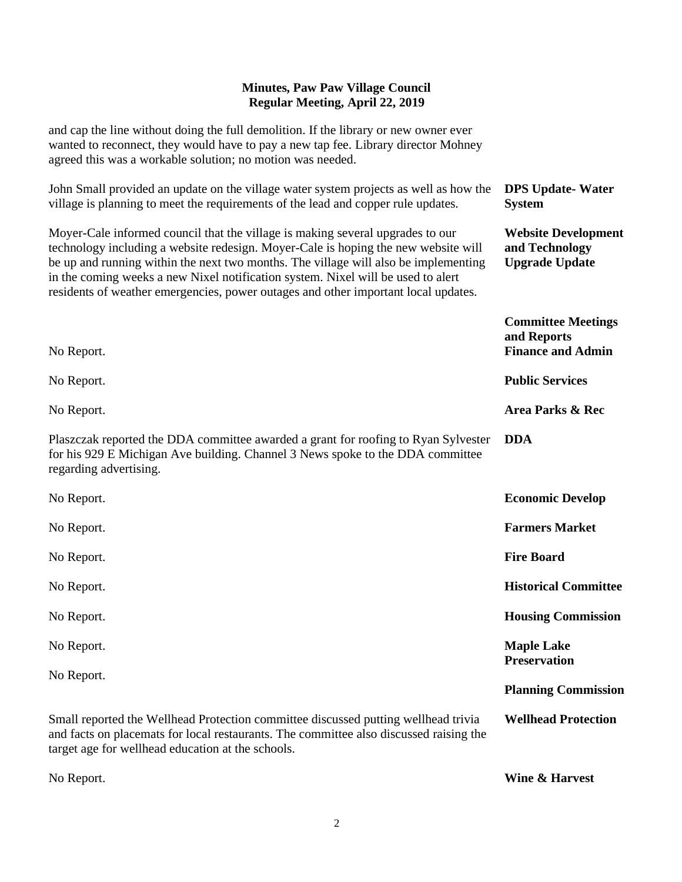## Minutes, Paw Paw Village Council
## Regular Meeting, April 22, 2019

and cap the line without doing the full demolition. If the library or new owner ever wanted to reconnect, they would have to pay a new tap fee. Library director Mohney agreed this was a workable solution; no motion was needed.

**DPS Update- Water System**

John Small provided an update on the village water system projects as well as how the village is planning to meet the requirements of the lead and copper rule updates.

**Website Development and Technology Upgrade Update**

Moyer-Cale informed council that the village is making several upgrades to our technology including a website redesign. Moyer-Cale is hoping the new website will be up and running within the next two months. The village will also be implementing in the coming weeks a new Nixel notification system. Nixel will be used to alert residents of weather emergencies, power outages and other important local updates.

**Committee Meetings and Reports**

**Finance and Admin**

No Report.

**Public Services**

No Report.

**Area Parks & Rec**

No Report.

**DDA**

Plaszczak reported the DDA committee awarded a grant for roofing to Ryan Sylvester for his 929 E Michigan Ave building. Channel 3 News spoke to the DDA committee regarding advertising.

**Economic Develop**

No Report.

**Farmers Market**

No Report.

**Fire Board**

No Report.

**Historical Committee**

No Report.

**Housing Commission**

No Report.

**Maple Lake Preservation**

No Report.

**Planning Commission**

No Report.

**Wellhead Protection**

Small reported the Wellhead Protection committee discussed putting wellhead trivia and facts on placemats for local restaurants. The committee also discussed raising the target age for wellhead education at the schools.

**Wine & Harvest**

No Report.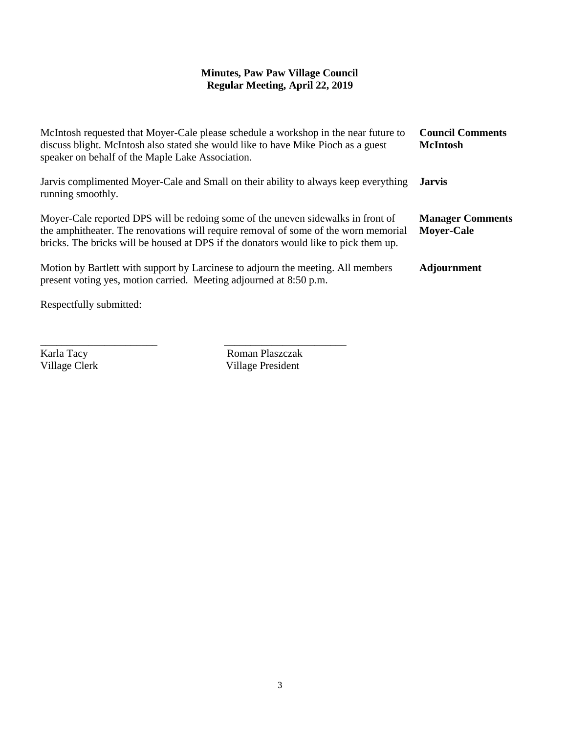**Minutes, Paw Paw Village Council**
**Regular Meeting, April 22, 2019**

**Council Comments McIntosh**

McIntosh requested that Moyer-Cale please schedule a workshop in the near future to discuss blight. McIntosh also stated she would like to have Mike Pioch as a guest speaker on behalf of the Maple Lake Association.

**Jarvis**

Jarvis complimented Moyer-Cale and Small on their ability to always keep everything running smoothly.

**Manager Comments Moyer-Cale**

Moyer-Cale reported DPS will be redoing some of the uneven sidewalks in front of the amphitheater. The renovations will require removal of some of the worn memorial bricks. The bricks will be housed at DPS if the donators would like to pick them up.

**Adjournment**

Motion by Bartlett with support by Larcinese to adjourn the meeting. All members present voting yes, motion carried. Meeting adjourned at 8:50 p.m.

Respectfully submitted:

______________________ ______________________

Karla Tacy, Village Clerk

Roman Plaszczak, Village President